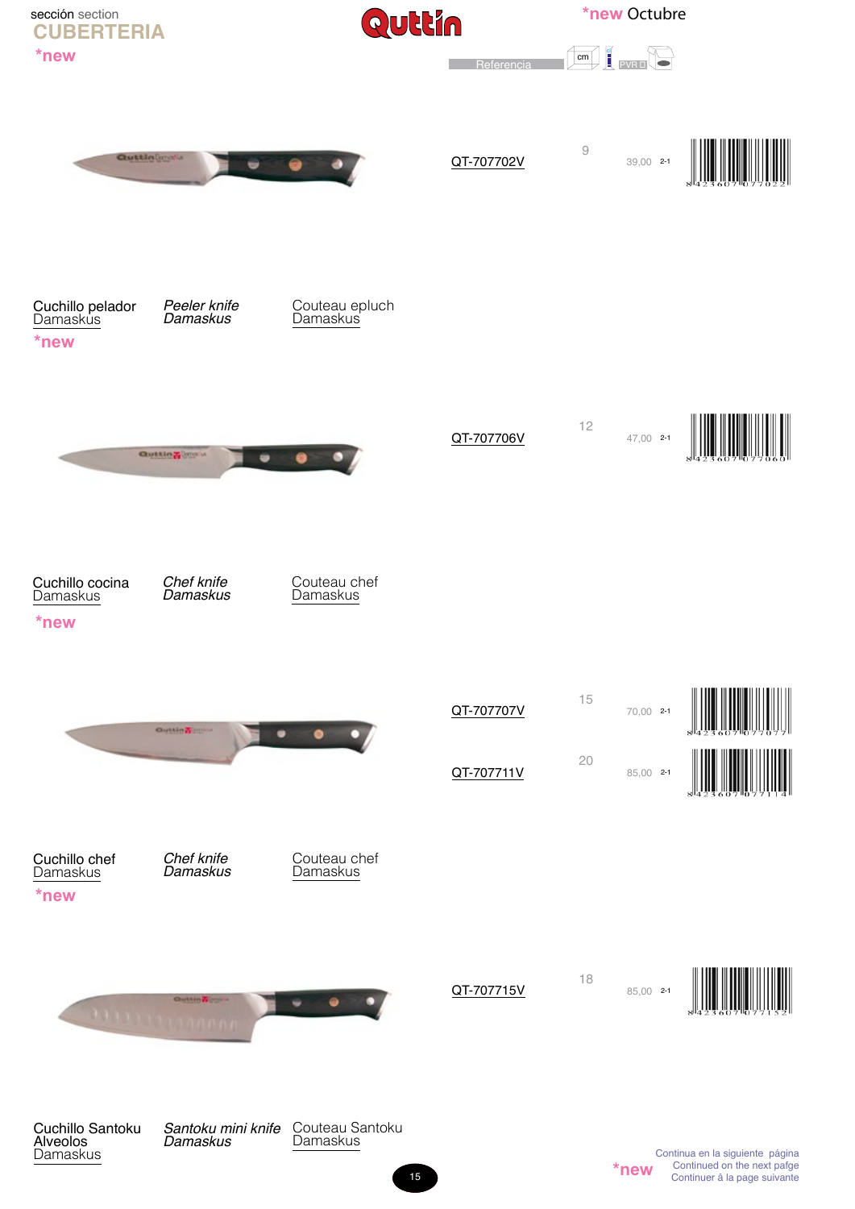sección section

# CUBERTERIA

Quttin

*new Octubre

| Referencia | cm | PVR € | |
|---|---|---|---|
| QT-707702V | 9 | 39,00 | 2-1 |

*new

Cuchillo pelador Damaskus | *Peeler knife Damaskus* | Couteau epluch Damaskus

| Referencia | cm | PVR € | |
|---|---|---|---|
| QT-707706V | 12 | 47,00 | 2-1 |

*new

Cuchillo cocina Damaskus | *Chef knife Damaskus* | Couteau chef Damaskus

| Referencia | cm | PVR € | |
|---|---|---|---|
| QT-707707V | 15 | 70,00 | 2-1 |
| QT-707711V | 20 | 85,00 | 2-1 |

*new

Cuchillo chef Damaskus | *Chef knife Damaskus* | Couteau chef Damaskus

| Referencia | cm | PVR € | |
|---|---|---|---|
| QT-707715V | 18 | 85,00 | 2-1 |

*new

Cuchillo Santoku Alveolos Damaskus | *Santoku mini knife Damaskus* | Couteau Santoku Damaskus

*new

Continua en la siguiente página
Continued on the next pafge
Continuer à la page suivante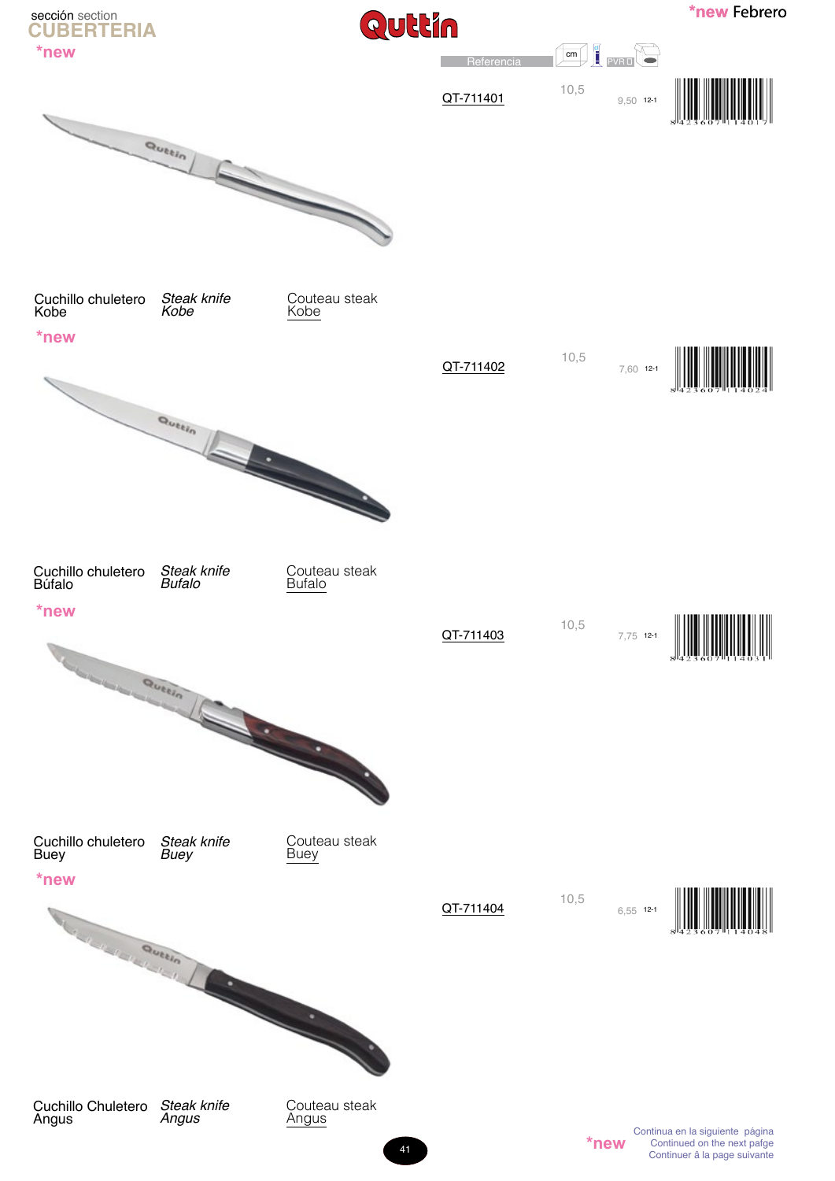sección section
# CUBERTERIA

*new Febrero

| Referencia | cm | PVR | | |
|---|---|---|---|---|
| QT-711401 | 10,5 | 9,50 | 12-1 | 8423607114017 |
| QT-711402 | 10,5 | 7,60 | 12-1 | 8423607114024 |
| QT-711403 | 10,5 | 7,75 | 12-1 | 8423607114031 |
| QT-711404 | 10,5 | 6,55 | 12-1 | 8423607114048 |

*new

Cuchillo chuletero Kobe — *Steak knife Kobe* — Couteau steak Kobe

*new

Cuchillo chuletero Búfalo — *Steak knife Bufalo* — Couteau steak Bufalo

*new

Cuchillo chuletero Buey — *Steak knife Buey* — Couteau steak Buey

*new

Cuchillo Chuletero Angus — *Steak knife Angus* — Couteau steak Angus

*new Continua en la siguiente página
Continued on the next pafge
Continuer à la page suivante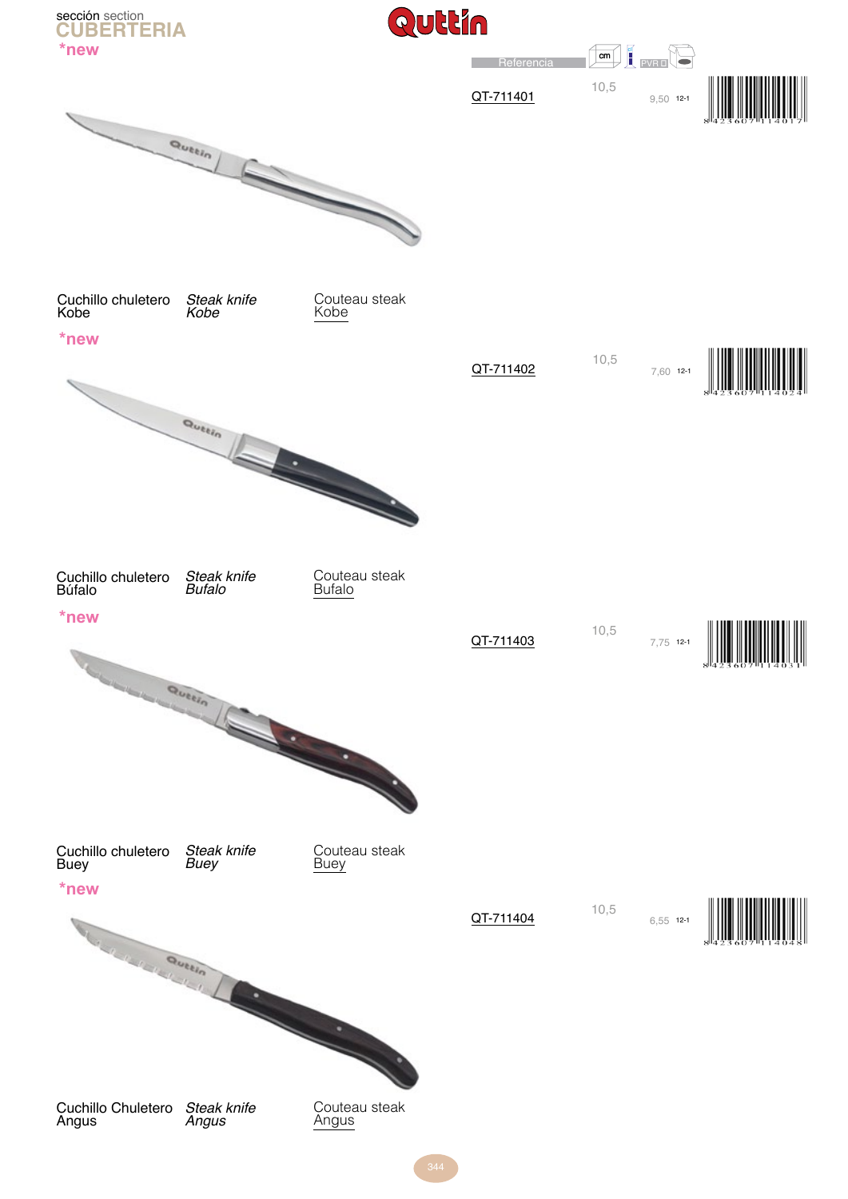sección section
# CUBERTERIA

**Quttin**

| Referencia | cm | PVR | |
|---|---|---|---|
| QT-711401 | 10,5 | 9,50 | 12-1 |
| QT-711402 | 10,5 | 7,60 | 12-1 |
| QT-711403 | 10,5 | 7,75 | 12-1 |
| QT-711404 | 10,5 | 6,55 | 12-1 |

*new

Cuchillo chuletero Kobe — *Steak knife Kobe* — Couteau steak Kobe

QT-711401 — 10,5 — 9,50 — 12-1 — 8423607114017

*new

Cuchillo chuletero Búfalo — *Steak knife Bufalo* — Couteau steak Bufalo

QT-711402 — 10,5 — 7,60 — 12-1 — 8423607114024

*new

Cuchillo chuletero Buey — *Steak knife Buey* — Couteau steak Buey

QT-711403 — 10,5 — 7,75 — 12-1 — 8423607114031

*new

Cuchillo Chuletero Angus — *Steak knife Angus* — Couteau steak Angus

QT-711404 — 10,5 — 6,55 — 12-1 — 8423607114048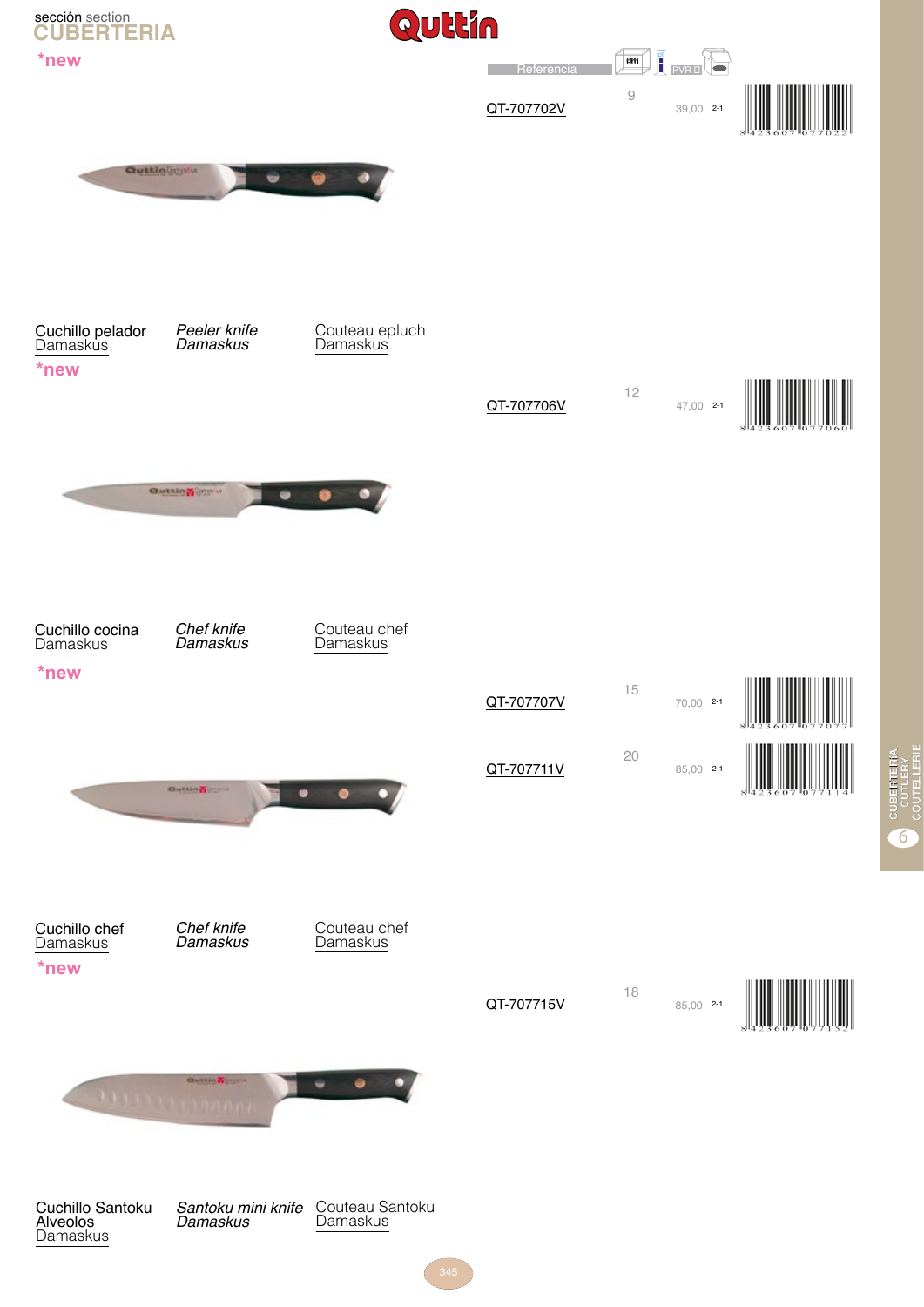sección section
# CUBERTERIA

Quttin

*new

| Referencia | cm | | PVR | |
|---|---|---|---|---|
| QT-707702V | 9 | 39,00 | 2-1 | 8423607077022 |

Cuchillo pelador Damaskus | *Peeler knife Damaskus* | Couteau epluch Damaskus

*new

| Referencia | cm | | PVR | |
|---|---|---|---|---|
| QT-707706V | 12 | 47,00 | 2-1 | 8423607077060 |

Cuchillo cocina Damaskus | *Chef knife Damaskus* | Couteau chef Damaskus

*new

| Referencia | cm | | PVR | |
|---|---|---|---|---|
| QT-707707V | 15 | 70,00 | 2-1 | 8423607077077 |
| QT-707711V | 20 | 85,00 | 2-1 | 8423607077114 |

Cuchillo chef Damaskus | *Chef knife Damaskus* | Couteau chef Damaskus

*new

| Referencia | cm | | PVR | |
|---|---|---|---|---|
| QT-707715V | 18 | 85,00 | 2-1 | 8423607077152 |

Cuchillo Santoku Alveolos Damaskus | *Santoku mini knife Damaskus* | Couteau Santoku Damaskus

CUBERTERÍA CUTLERY COUTELLERIE 6